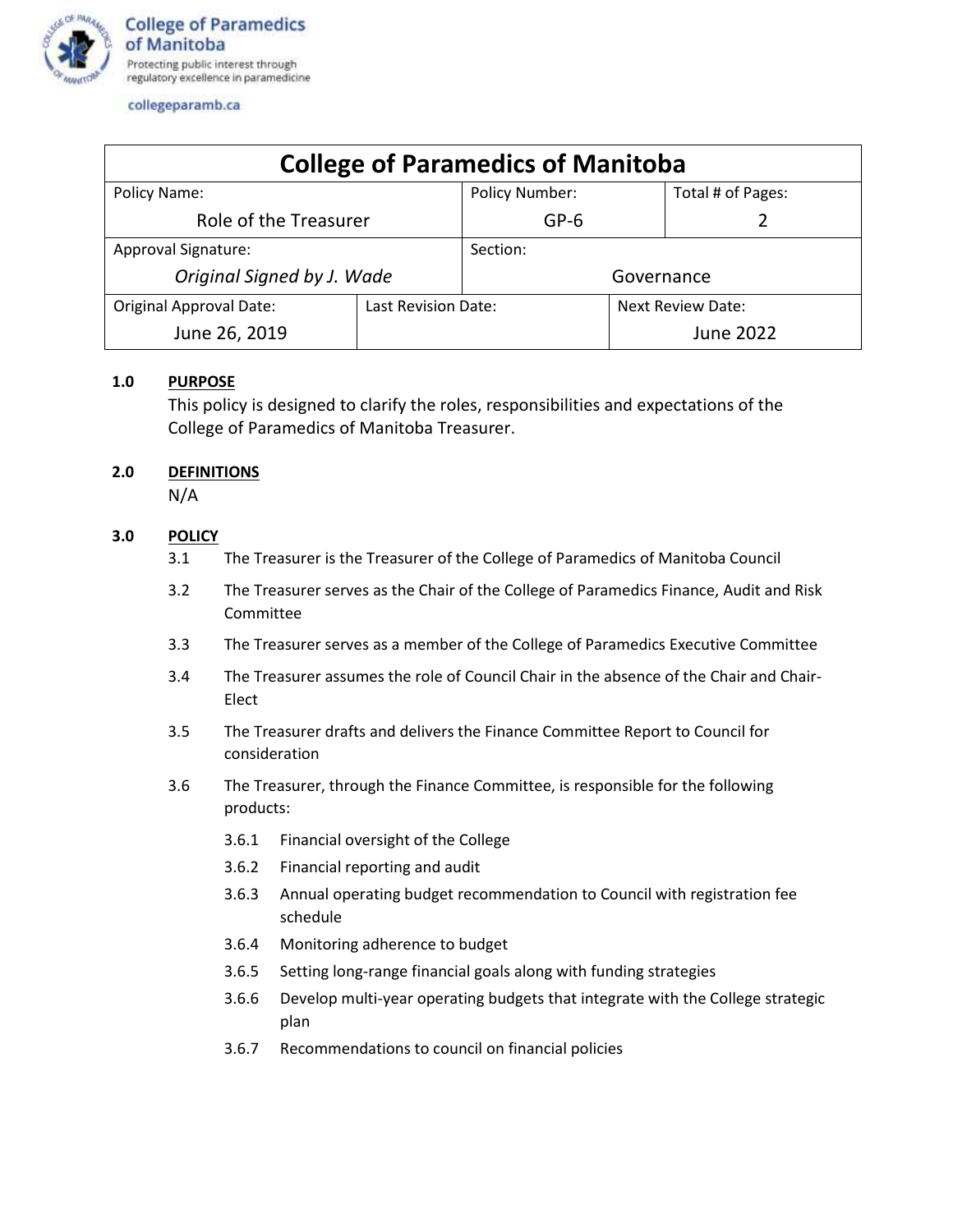College of Paramedics of Manitoba

Protecting public interest through regulatory excellence in paramedicine

collegeparamb.ca

# College of Paramedics of Manitoba

| Policy Name: | Policy Number: | Total # of Pages: |
|---|---|---|
| Role of the Treasurer | GP-6 | 2 |
| Approval Signature: *Original Signed by J. Wade* | Section: Governance | |
| Original Approval Date: June 26, 2019 | Last Revision Date: | Next Review Date: June 2022 |

## 1.0 PURPOSE

This policy is designed to clarify the roles, responsibilities and expectations of the College of Paramedics of Manitoba Treasurer.

## 2.0 DEFINITIONS

N/A

## 3.0 POLICY

3.1 The Treasurer is the Treasurer of the College of Paramedics of Manitoba Council

3.2 The Treasurer serves as the Chair of the College of Paramedics Finance, Audit and Risk Committee

3.3 The Treasurer serves as a member of the College of Paramedics Executive Committee

3.4 The Treasurer assumes the role of Council Chair in the absence of the Chair and Chair-Elect

3.5 The Treasurer drafts and delivers the Finance Committee Report to Council for consideration

3.6 The Treasurer, through the Finance Committee, is responsible for the following products:

- 3.6.1 Financial oversight of the College
- 3.6.2 Financial reporting and audit
- 3.6.3 Annual operating budget recommendation to Council with registration fee schedule
- 3.6.4 Monitoring adherence to budget
- 3.6.5 Setting long-range financial goals along with funding strategies
- 3.6.6 Develop multi-year operating budgets that integrate with the College strategic plan
- 3.6.7 Recommendations to council on financial policies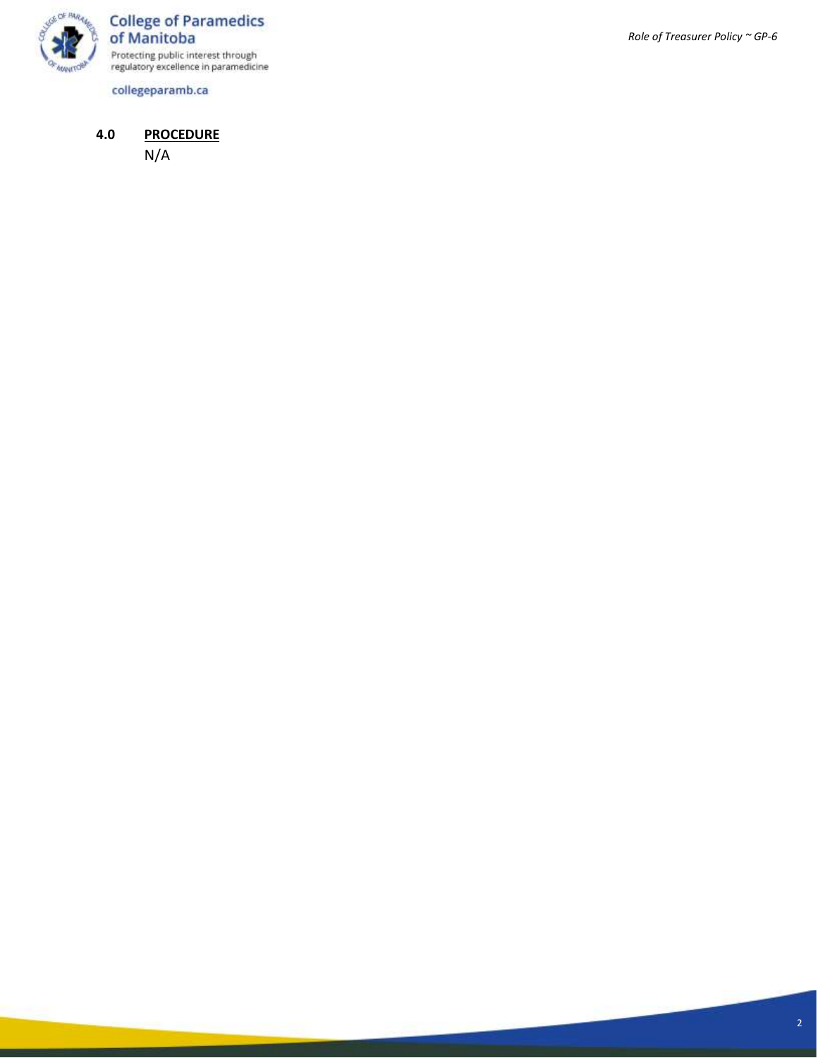## 4.0 PROCEDURE

N/A